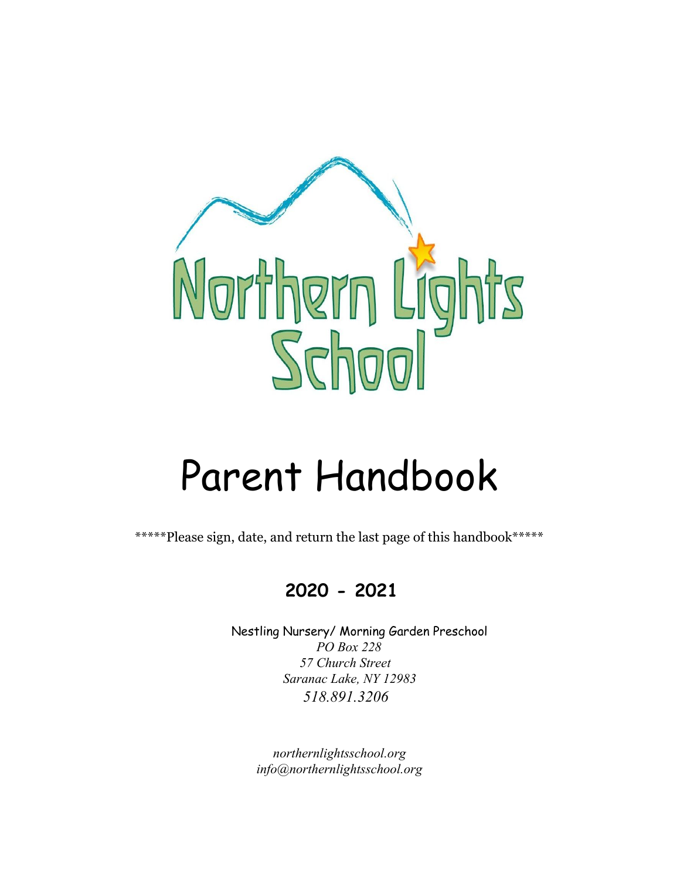# Northern Lights School

# Parent Handbook

*****Please sign, date, and return the last page of this handbook*****

## 2020 - 2021

Nestling Nursery/ Morning Garden Preschool
*PO Box 228*
*57 Church Street*
*Saranac Lake, NY 12983*
*518.891.3206*

*northernlightsschool.org*
*info@northernlightsschool.org*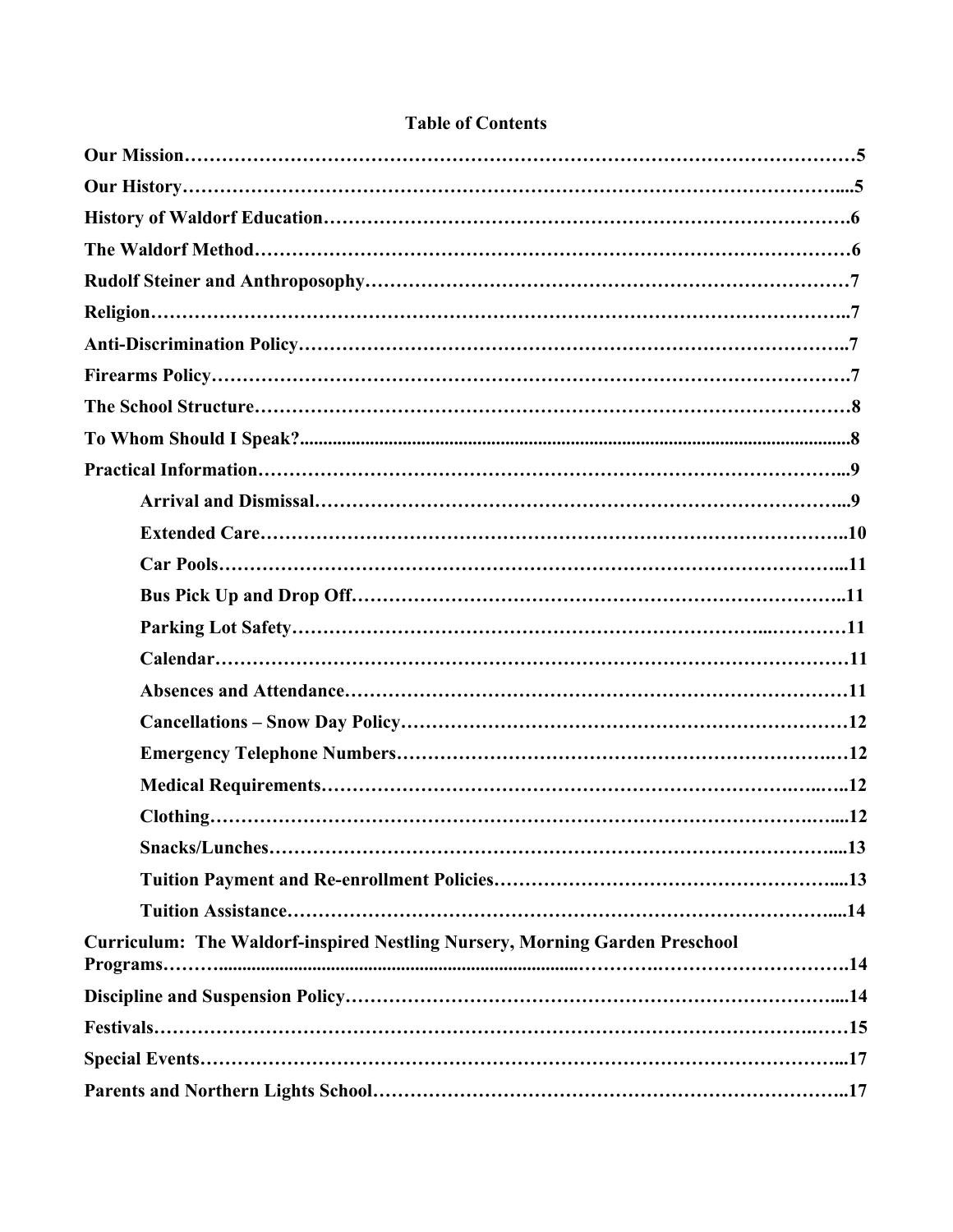**Table of Contents**

**Our Mission**……………………………………………………………………………………………5

**Our History**…………………………………………………………………………………………...5

**History of Waldorf Education**……………………………………………………………………….6

**The Waldorf Method**………………………………………………………………………………….6

**Rudolf Steiner and Anthroposophy**………………………………………………………………….7

**Religion**………………………………………………………………………………………………..7

**Anti-Discrimination Policy**……………………………………………………………………………..7

**Firearms Policy**………………………………………………………………………………………….7

**The School Structure**…………………………………………………………………………………8

**To Whom Should I Speak?**..........................................................................................................8

**Practical Information**……………………………………………………………………………...9

- **Arrival and Dismissal**……………………………………………………………………...9
- **Extended Care**……………………………………………………………………………..10
- **Car Pools**…………………………………………………………………………………...11
- **Bus Pick Up and Drop Off**………………………………………………………………..11
- **Parking Lot Safety**……………………………………………………………...…………11
- **Calendar**……………………………………………………………………………………11
- **Absences and Attendance**…………………………………………………………………11
- **Cancellations – Snow Day Policy**…………………………………………………………12
- **Emergency Telephone Numbers**…………………………………………………………..12
- **Medical Requirements**……………………………………………………………….…..…..12
- **Clothing**……………………………………………………………………………………....12
- **Snacks/Lunches**……………………………………………………………………………...13
- **Tuition Payment and Re-enrollment Policies**……………………………………………....13
- **Tuition Assistance**…………………………………………………………………………....14

**Curriculum: The Waldorf-inspired Nestling Nursery, Morning Garden Preschool Programs**………......................................................................................…….…………………….14

**Discipline and Suspension Policy**…………………………………………………………………....14

**Festivals**………………………………………………………………………………………….……15

**Special Events**………………………………………………………………………………………...17

**Parents and Northern Lights School**…………………………………………………………………..17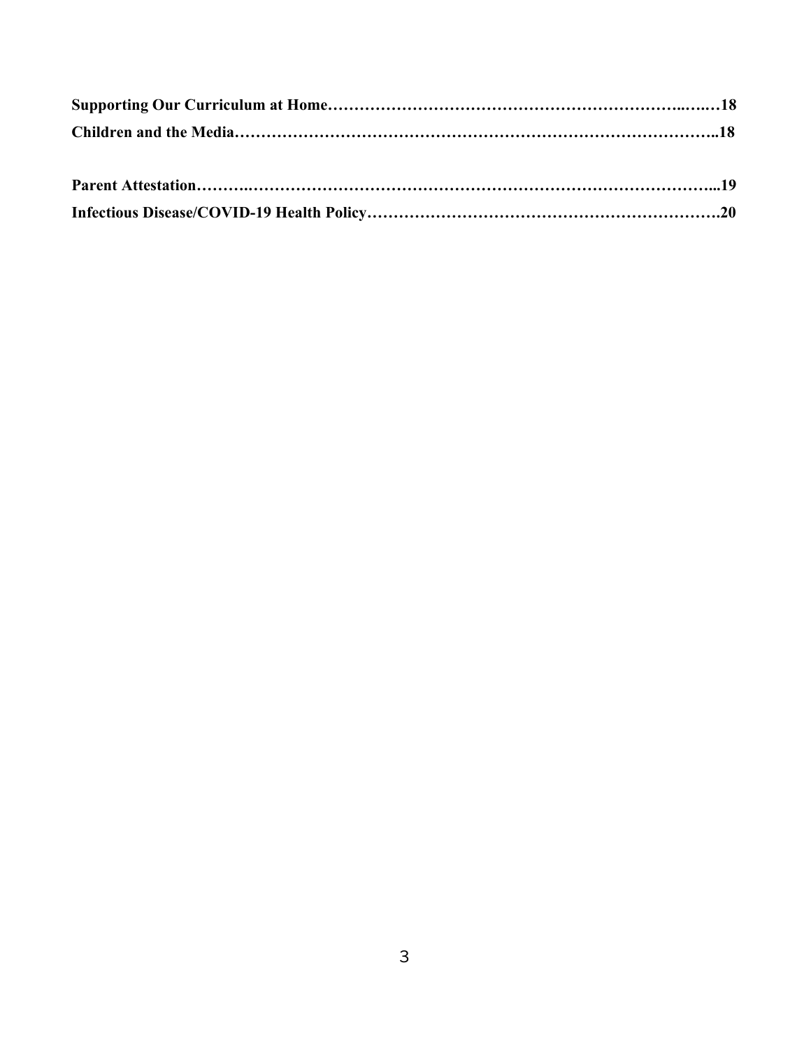**Supporting Our Curriculum at Home……………………………………………………………..…..…18**
**Children and the Media………………………………………………………………………………..18**

**Parent Attestation………..……………………………………………………………………………...19**
**Infectious Disease/COVID-19 Health Policy………………………………………………………….20**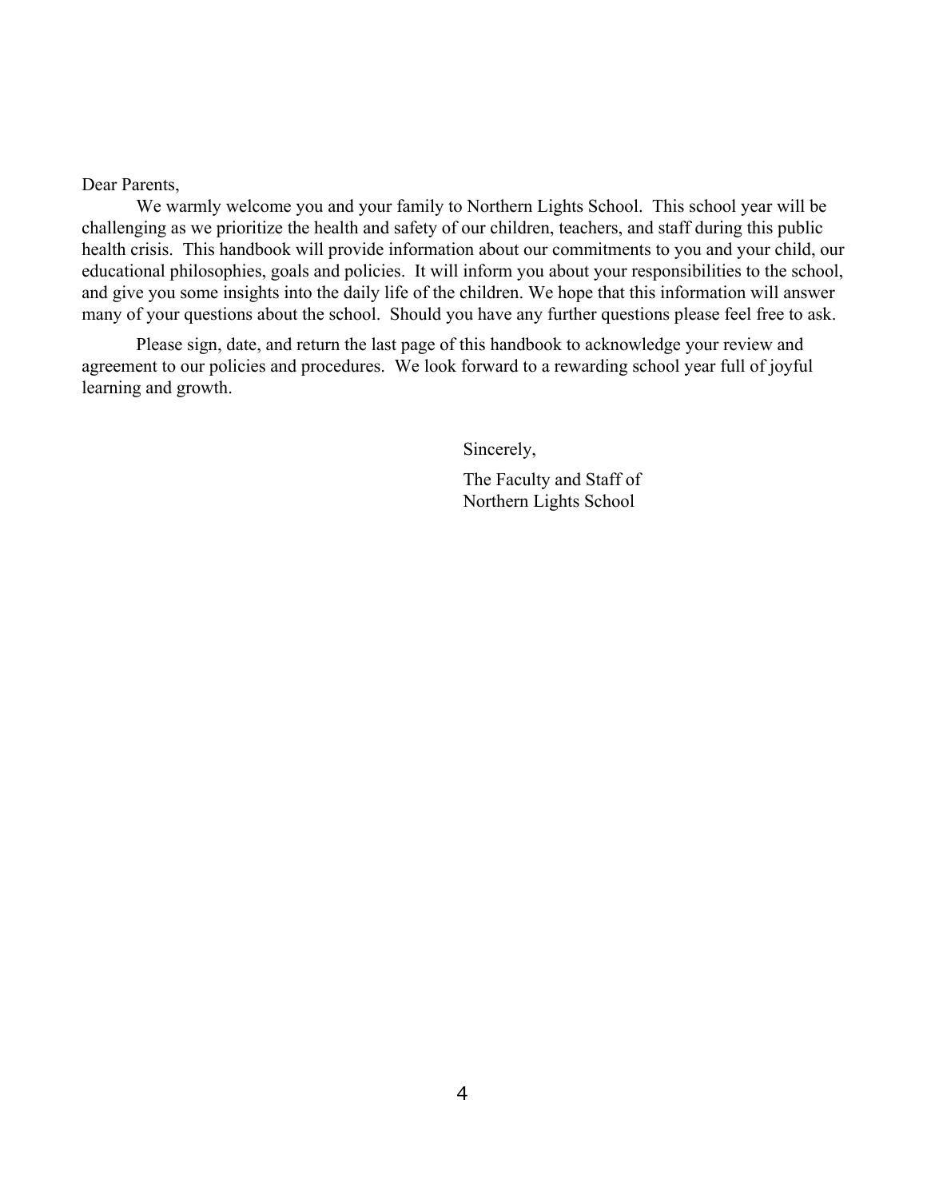Dear Parents,

We warmly welcome you and your family to Northern Lights School. This school year will be challenging as we prioritize the health and safety of our children, teachers, and staff during this public health crisis. This handbook will provide information about our commitments to you and your child, our educational philosophies, goals and policies. It will inform you about your responsibilities to the school, and give you some insights into the daily life of the children. We hope that this information will answer many of your questions about the school. Should you have any further questions please feel free to ask.

Please sign, date, and return the last page of this handbook to acknowledge your review and agreement to our policies and procedures. We look forward to a rewarding school year full of joyful learning and growth.

Sincerely,

The Faculty and Staff of
Northern Lights School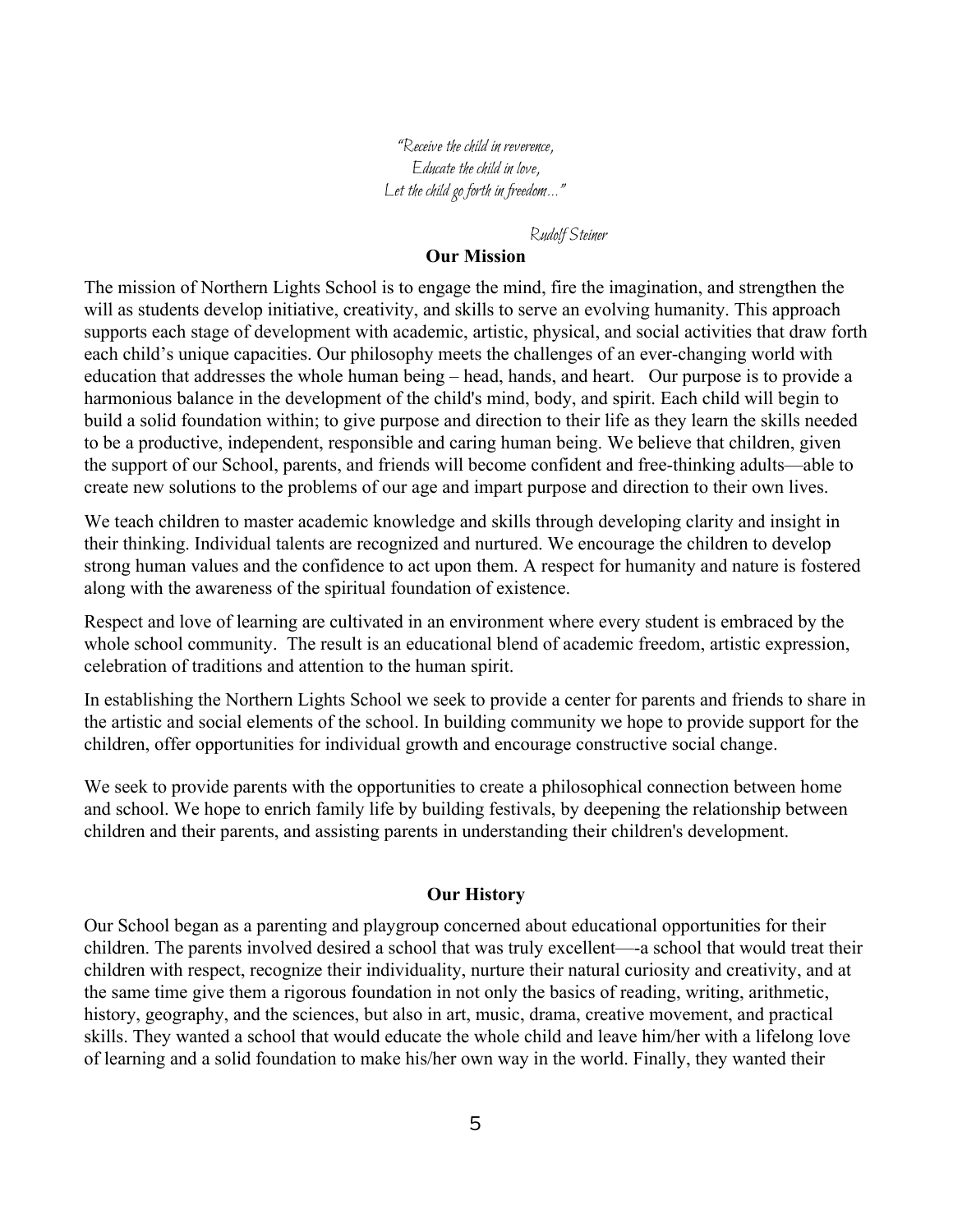*"Receive the child in reverence,*
*Educate the child in love,*
*Let the child go forth in freedom…"*

*Rudolf Steiner*

## Our Mission

The mission of Northern Lights School is to engage the mind, fire the imagination, and strengthen the will as students develop initiative, creativity, and skills to serve an evolving humanity. This approach supports each stage of development with academic, artistic, physical, and social activities that draw forth each child's unique capacities. Our philosophy meets the challenges of an ever-changing world with education that addresses the whole human being – head, hands, and heart. Our purpose is to provide a harmonious balance in the development of the child's mind, body, and spirit. Each child will begin to build a solid foundation within; to give purpose and direction to their life as they learn the skills needed to be a productive, independent, responsible and caring human being. We believe that children, given the support of our School, parents, and friends will become confident and free-thinking adults—able to create new solutions to the problems of our age and impart purpose and direction to their own lives.

We teach children to master academic knowledge and skills through developing clarity and insight in their thinking. Individual talents are recognized and nurtured. We encourage the children to develop strong human values and the confidence to act upon them. A respect for humanity and nature is fostered along with the awareness of the spiritual foundation of existence.

Respect and love of learning are cultivated in an environment where every student is embraced by the whole school community. The result is an educational blend of academic freedom, artistic expression, celebration of traditions and attention to the human spirit.

In establishing the Northern Lights School we seek to provide a center for parents and friends to share in the artistic and social elements of the school. In building community we hope to provide support for the children, offer opportunities for individual growth and encourage constructive social change.

We seek to provide parents with the opportunities to create a philosophical connection between home and school. We hope to enrich family life by building festivals, by deepening the relationship between children and their parents, and assisting parents in understanding their children's development.

## Our History

Our School began as a parenting and playgroup concerned about educational opportunities for their children. The parents involved desired a school that was truly excellent—-a school that would treat their children with respect, recognize their individuality, nurture their natural curiosity and creativity, and at the same time give them a rigorous foundation in not only the basics of reading, writing, arithmetic, history, geography, and the sciences, but also in art, music, drama, creative movement, and practical skills. They wanted a school that would educate the whole child and leave him/her with a lifelong love of learning and a solid foundation to make his/her own way in the world. Finally, they wanted their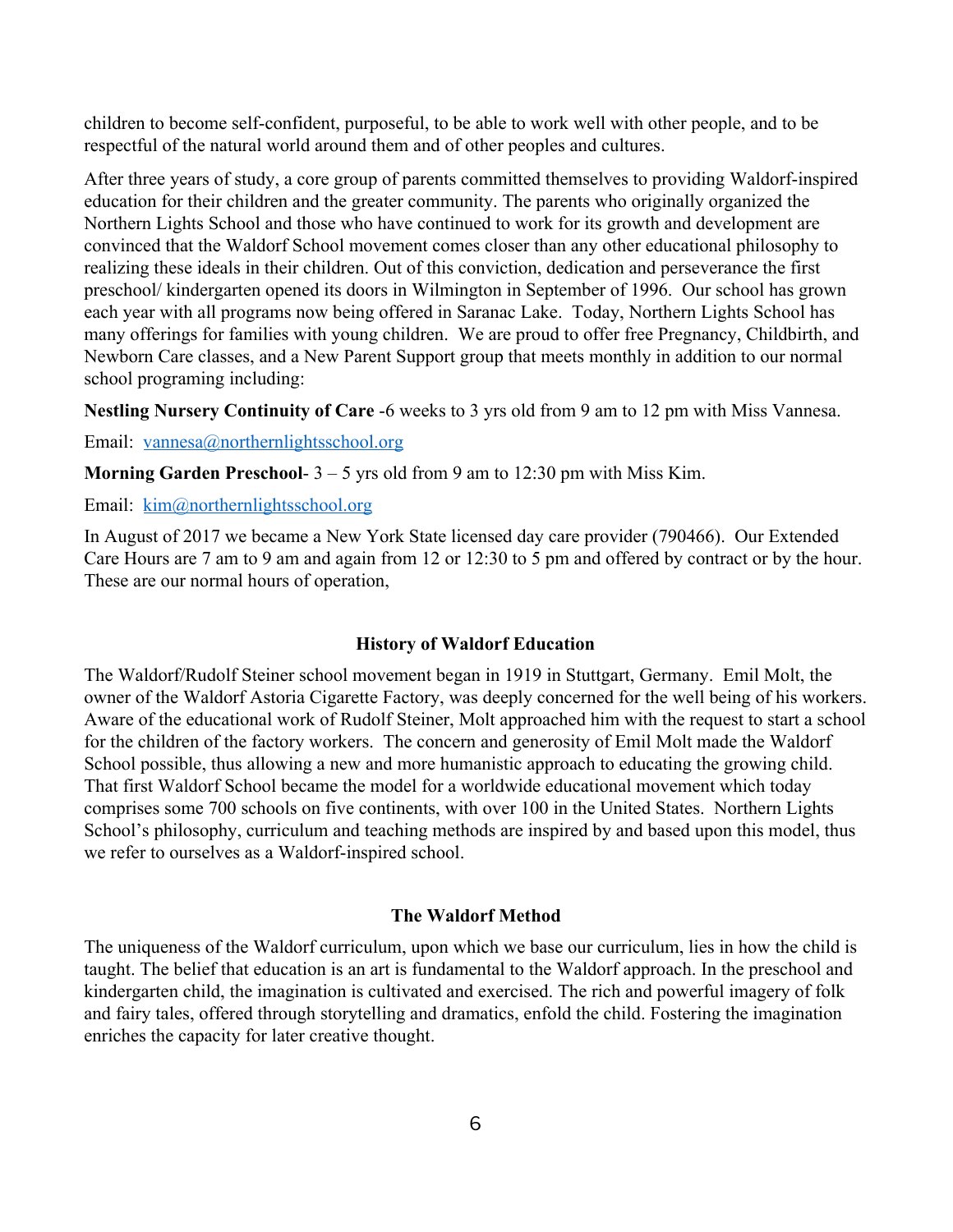children to become self-confident, purposeful, to be able to work well with other people, and to be respectful of the natural world around them and of other peoples and cultures.

After three years of study, a core group of parents committed themselves to providing Waldorf-inspired education for their children and the greater community. The parents who originally organized the Northern Lights School and those who have continued to work for its growth and development are convinced that the Waldorf School movement comes closer than any other educational philosophy to realizing these ideals in their children. Out of this conviction, dedication and perseverance the first preschool/ kindergarten opened its doors in Wilmington in September of 1996. Our school has grown each year with all programs now being offered in Saranac Lake. Today, Northern Lights School has many offerings for families with young children. We are proud to offer free Pregnancy, Childbirth, and Newborn Care classes, and a New Parent Support group that meets monthly in addition to our normal school programing including:

**Nestling Nursery Continuity of Care** -6 weeks to 3 yrs old from 9 am to 12 pm with Miss Vannesa.

Email: [vannesa@northernlightsschool.org](mailto:vannesa@northernlightsschool.org)

**Morning Garden Preschool**- 3 – 5 yrs old from 9 am to 12:30 pm with Miss Kim.

Email: [kim@northernlightsschool.org](mailto:kim@northernlightsschool.org)

In August of 2017 we became a New York State licensed day care provider (790466). Our Extended Care Hours are 7 am to 9 am and again from 12 or 12:30 to 5 pm and offered by contract or by the hour. These are our normal hours of operation,

## History of Waldorf Education

The Waldorf/Rudolf Steiner school movement began in 1919 in Stuttgart, Germany. Emil Molt, the owner of the Waldorf Astoria Cigarette Factory, was deeply concerned for the well being of his workers. Aware of the educational work of Rudolf Steiner, Molt approached him with the request to start a school for the children of the factory workers. The concern and generosity of Emil Molt made the Waldorf School possible, thus allowing a new and more humanistic approach to educating the growing child. That first Waldorf School became the model for a worldwide educational movement which today comprises some 700 schools on five continents, with over 100 in the United States. Northern Lights School's philosophy, curriculum and teaching methods are inspired by and based upon this model, thus we refer to ourselves as a Waldorf-inspired school.

## The Waldorf Method

The uniqueness of the Waldorf curriculum, upon which we base our curriculum, lies in how the child is taught. The belief that education is an art is fundamental to the Waldorf approach. In the preschool and kindergarten child, the imagination is cultivated and exercised. The rich and powerful imagery of folk and fairy tales, offered through storytelling and dramatics, enfold the child. Fostering the imagination enriches the capacity for later creative thought.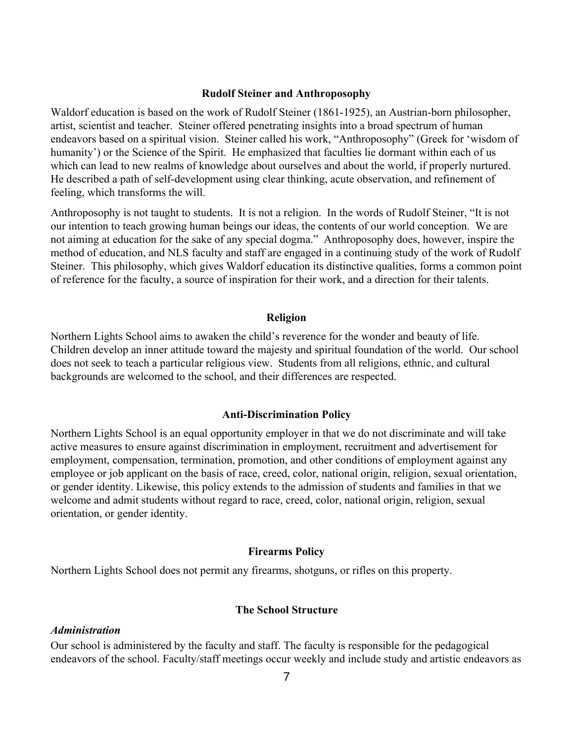## Rudolf Steiner and Anthroposophy

Waldorf education is based on the work of Rudolf Steiner (1861-1925), an Austrian-born philosopher, artist, scientist and teacher. Steiner offered penetrating insights into a broad spectrum of human endeavors based on a spiritual vision. Steiner called his work, "Anthroposophy" (Greek for 'wisdom of humanity') or the Science of the Spirit. He emphasized that faculties lie dormant within each of us which can lead to new realms of knowledge about ourselves and about the world, if properly nurtured. He described a path of self-development using clear thinking, acute observation, and refinement of feeling, which transforms the will.

Anthroposophy is not taught to students. It is not a religion. In the words of Rudolf Steiner, "It is not our intention to teach growing human beings our ideas, the contents of our world conception. We are not aiming at education for the sake of any special dogma." Anthroposophy does, however, inspire the method of education, and NLS faculty and staff are engaged in a continuing study of the work of Rudolf Steiner. This philosophy, which gives Waldorf education its distinctive qualities, forms a common point of reference for the faculty, a source of inspiration for their work, and a direction for their talents.

## Religion

Northern Lights School aims to awaken the child's reverence for the wonder and beauty of life. Children develop an inner attitude toward the majesty and spiritual foundation of the world. Our school does not seek to teach a particular religious view. Students from all religions, ethnic, and cultural backgrounds are welcomed to the school, and their differences are respected.

## Anti-Discrimination Policy

Northern Lights School is an equal opportunity employer in that we do not discriminate and will take active measures to ensure against discrimination in employment, recruitment and advertisement for employment, compensation, termination, promotion, and other conditions of employment against any employee or job applicant on the basis of race, creed, color, national origin, religion, sexual orientation, or gender identity. Likewise, this policy extends to the admission of students and families in that we welcome and admit students without regard to race, creed, color, national origin, religion, sexual orientation, or gender identity.

## Firearms Policy

Northern Lights School does not permit any firearms, shotguns, or rifles on this property.

## The School Structure

### *Administration*

Our school is administered by the faculty and staff. The faculty is responsible for the pedagogical endeavors of the school. Faculty/staff meetings occur weekly and include study and artistic endeavors as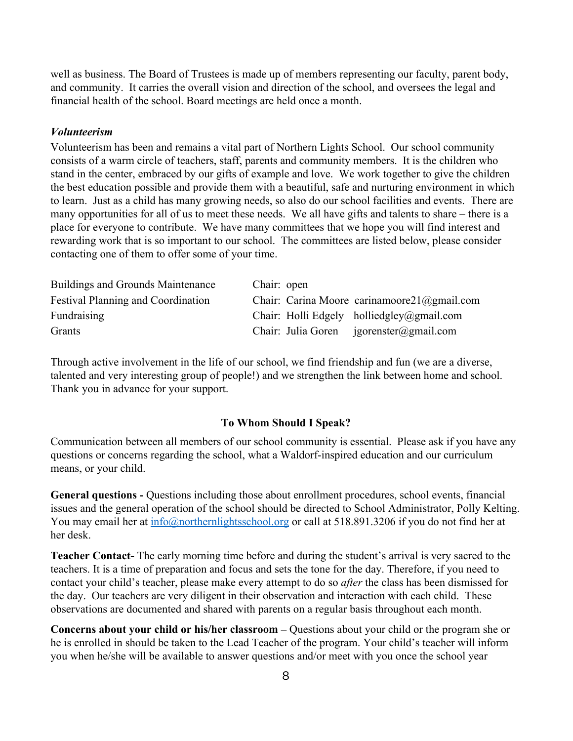well as business. The Board of Trustees is made up of members representing our faculty, parent body, and community. It carries the overall vision and direction of the school, and oversees the legal and financial health of the school. Board meetings are held once a month.

***Volunteerism***

Volunteerism has been and remains a vital part of Northern Lights School. Our school community consists of a warm circle of teachers, staff, parents and community members. It is the children who stand in the center, embraced by our gifts of example and love. We work together to give the children the best education possible and provide them with a beautiful, safe and nurturing environment in which to learn. Just as a child has many growing needs, so also do our school facilities and events. There are many opportunities for all of us to meet these needs. We all have gifts and talents to share – there is a place for everyone to contribute. We have many committees that we hope you will find interest and rewarding work that is so important to our school. The committees are listed below, please consider contacting one of them to offer some of your time.

| | | |
|---|---|---|
| Buildings and Grounds Maintenance | Chair: open | |
| Festival Planning and Coordination | Chair: Carina Moore | carinamoore21@gmail.com |
| Fundraising | Chair: Holli Edgely | holliedgley@gmail.com |
| Grants | Chair: Julia Goren | jgorenster@gmail.com |

Through active involvement in the life of our school, we find friendship and fun (we are a diverse, talented and very interesting group of people!) and we strengthen the link between home and school. Thank you in advance for your support.

## To Whom Should I Speak?

Communication between all members of our school community is essential. Please ask if you have any questions or concerns regarding the school, what a Waldorf-inspired education and our curriculum means, or your child.

**General questions -** Questions including those about enrollment procedures, school events, financial issues and the general operation of the school should be directed to School Administrator, Polly Kelting. You may email her at info@northernlightsschool.org or call at 518.891.3206 if you do not find her at her desk.

**Teacher Contact-** The early morning time before and during the student's arrival is very sacred to the teachers. It is a time of preparation and focus and sets the tone for the day. Therefore, if you need to contact your child's teacher, please make every attempt to do so *after* the class has been dismissed for the day. Our teachers are very diligent in their observation and interaction with each child. These observations are documented and shared with parents on a regular basis throughout each month.

**Concerns about your child or his/her classroom –** Questions about your child or the program she or he is enrolled in should be taken to the Lead Teacher of the program. Your child's teacher will inform you when he/she will be available to answer questions and/or meet with you once the school year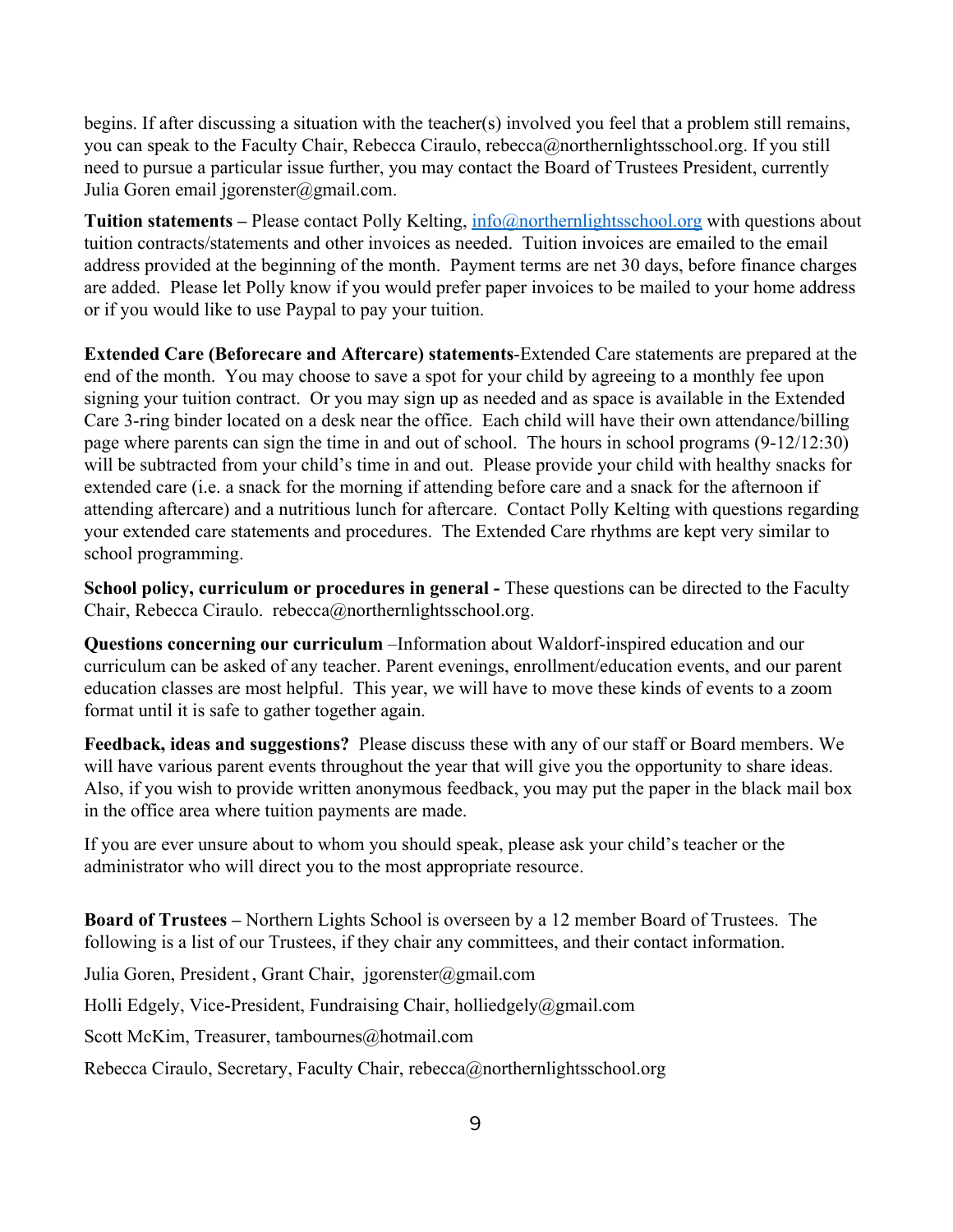begins. If after discussing a situation with the teacher(s) involved you feel that a problem still remains, you can speak to the Faculty Chair, Rebecca Ciraulo, rebecca@northernlightsschool.org. If you still need to pursue a particular issue further, you may contact the Board of Trustees President, currently Julia Goren email jgorenster@gmail.com.

**Tuition statements –** Please contact Polly Kelting, info@northernlightsschool.org with questions about tuition contracts/statements and other invoices as needed. Tuition invoices are emailed to the email address provided at the beginning of the month. Payment terms are net 30 days, before finance charges are added. Please let Polly know if you would prefer paper invoices to be mailed to your home address or if you would like to use Paypal to pay your tuition.

**Extended Care (Beforecare and Aftercare) statements**-Extended Care statements are prepared at the end of the month. You may choose to save a spot for your child by agreeing to a monthly fee upon signing your tuition contract. Or you may sign up as needed and as space is available in the Extended Care 3-ring binder located on a desk near the office. Each child will have their own attendance/billing page where parents can sign the time in and out of school. The hours in school programs (9-12/12:30) will be subtracted from your child's time in and out. Please provide your child with healthy snacks for extended care (i.e. a snack for the morning if attending before care and a snack for the afternoon if attending aftercare) and a nutritious lunch for aftercare. Contact Polly Kelting with questions regarding your extended care statements and procedures. The Extended Care rhythms are kept very similar to school programming.

**School policy, curriculum or procedures in general -** These questions can be directed to the Faculty Chair, Rebecca Ciraulo. rebecca@northernlightsschool.org.

**Questions concerning our curriculum** –Information about Waldorf-inspired education and our curriculum can be asked of any teacher. Parent evenings, enrollment/education events, and our parent education classes are most helpful. This year, we will have to move these kinds of events to a zoom format until it is safe to gather together again.

**Feedback, ideas and suggestions?** Please discuss these with any of our staff or Board members. We will have various parent events throughout the year that will give you the opportunity to share ideas. Also, if you wish to provide written anonymous feedback, you may put the paper in the black mail box in the office area where tuition payments are made.

If you are ever unsure about to whom you should speak, please ask your child's teacher or the administrator who will direct you to the most appropriate resource.

**Board of Trustees –** Northern Lights School is overseen by a 12 member Board of Trustees. The following is a list of our Trustees, if they chair any committees, and their contact information.

Julia Goren, President, Grant Chair, jgorenster@gmail.com

Holli Edgely, Vice-President, Fundraising Chair, holliedgely@gmail.com

Scott McKim, Treasurer, tambournes@hotmail.com

Rebecca Ciraulo, Secretary, Faculty Chair, rebecca@northernlightsschool.org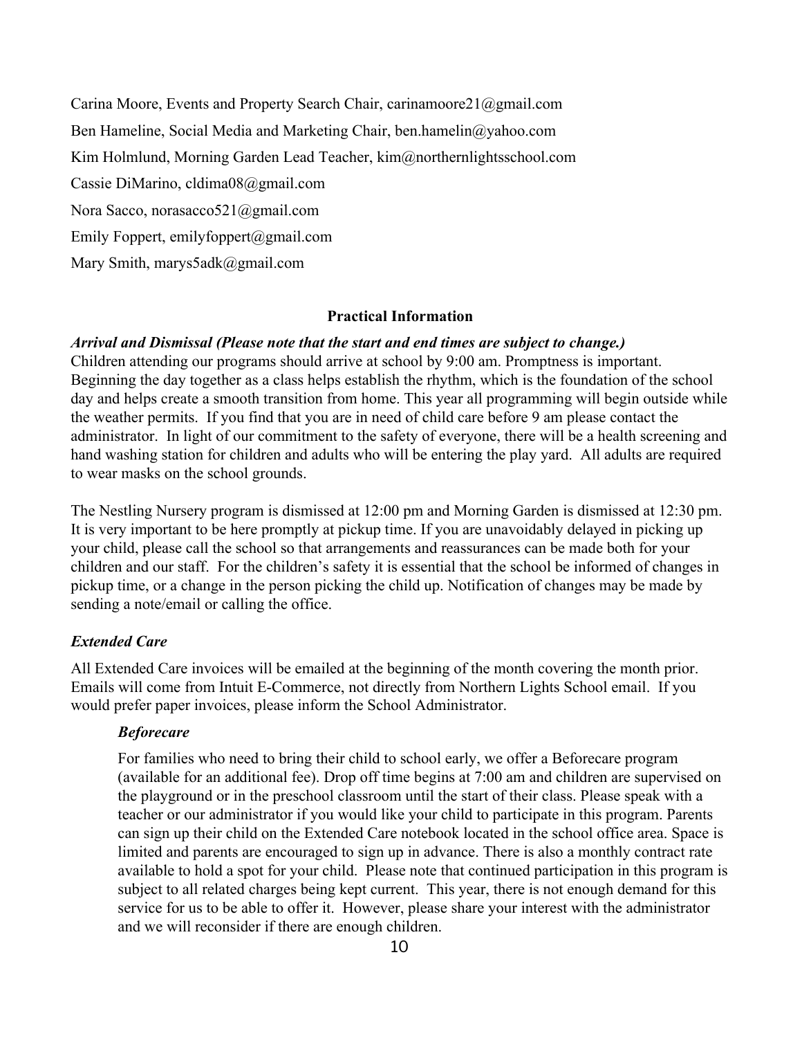Carina Moore, Events and Property Search Chair, carinamoore21@gmail.com

Ben Hameline, Social Media and Marketing Chair, ben.hamelin@yahoo.com

Kim Holmlund, Morning Garden Lead Teacher, kim@northernlightsschool.com

Cassie DiMarino, cldima08@gmail.com

Nora Sacco, norasacco521@gmail.com

Emily Foppert, emilyfoppert@gmail.com

Mary Smith, marys5adk@gmail.com

## Practical Information

***Arrival and Dismissal (Please note that the start and end times are subject to change.)***

Children attending our programs should arrive at school by 9:00 am. Promptness is important. Beginning the day together as a class helps establish the rhythm, which is the foundation of the school day and helps create a smooth transition from home. This year all programming will begin outside while the weather permits. If you find that you are in need of child care before 9 am please contact the administrator. In light of our commitment to the safety of everyone, there will be a health screening and hand washing station for children and adults who will be entering the play yard. All adults are required to wear masks on the school grounds.

The Nestling Nursery program is dismissed at 12:00 pm and Morning Garden is dismissed at 12:30 pm. It is very important to be here promptly at pickup time. If you are unavoidably delayed in picking up your child, please call the school so that arrangements and reassurances can be made both for your children and our staff. For the children's safety it is essential that the school be informed of changes in pickup time, or a change in the person picking the child up. Notification of changes may be made by sending a note/email or calling the office.

***Extended Care***

All Extended Care invoices will be emailed at the beginning of the month covering the month prior. Emails will come from Intuit E-Commerce, not directly from Northern Lights School email. If you would prefer paper invoices, please inform the School Administrator.

***Beforecare***

For families who need to bring their child to school early, we offer a Beforecare program (available for an additional fee). Drop off time begins at 7:00 am and children are supervised on the playground or in the preschool classroom until the start of their class. Please speak with a teacher or our administrator if you would like your child to participate in this program. Parents can sign up their child on the Extended Care notebook located in the school office area. Space is limited and parents are encouraged to sign up in advance. There is also a monthly contract rate available to hold a spot for your child. Please note that continued participation in this program is subject to all related charges being kept current. This year, there is not enough demand for this service for us to be able to offer it. However, please share your interest with the administrator and we will reconsider if there are enough children.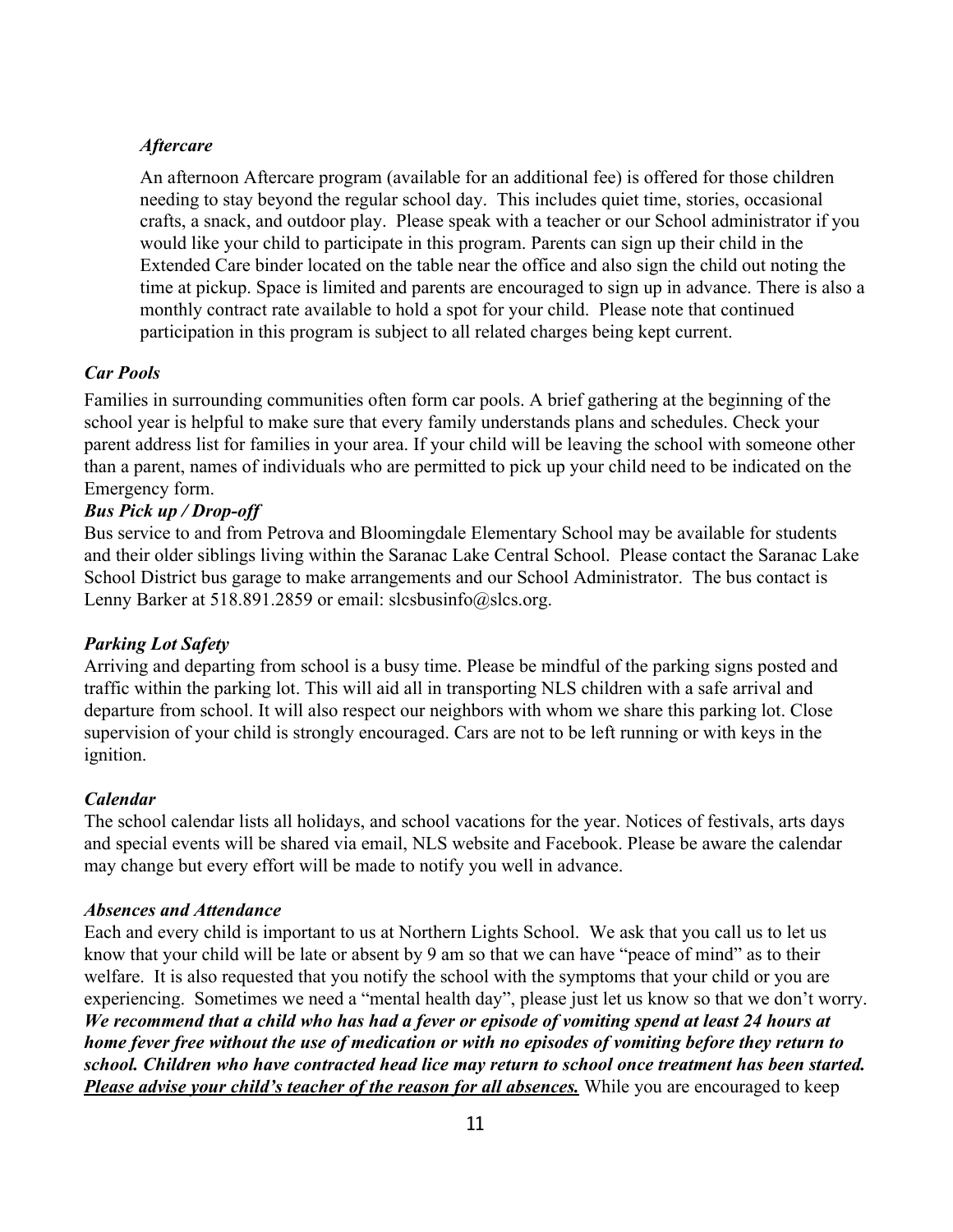*Aftercare*

An afternoon Aftercare program (available for an additional fee) is offered for those children needing to stay beyond the regular school day. This includes quiet time, stories, occasional crafts, a snack, and outdoor play. Please speak with a teacher or our School administrator if you would like your child to participate in this program. Parents can sign up their child in the Extended Care binder located on the table near the office and also sign the child out noting the time at pickup. Space is limited and parents are encouraged to sign up in advance. There is also a monthly contract rate available to hold a spot for your child. Please note that continued participation in this program is subject to all related charges being kept current.

***Car Pools***

Families in surrounding communities often form car pools. A brief gathering at the beginning of the school year is helpful to make sure that every family understands plans and schedules. Check your parent address list for families in your area. If your child will be leaving the school with someone other than a parent, names of individuals who are permitted to pick up your child need to be indicated on the Emergency form.

***Bus Pick up / Drop-off***

Bus service to and from Petrova and Bloomingdale Elementary School may be available for students and their older siblings living within the Saranac Lake Central School. Please contact the Saranac Lake School District bus garage to make arrangements and our School Administrator. The bus contact is Lenny Barker at 518.891.2859 or email: slcsbusinfo@slcs.org.

***Parking Lot Safety***

Arriving and departing from school is a busy time. Please be mindful of the parking signs posted and traffic within the parking lot. This will aid all in transporting NLS children with a safe arrival and departure from school. It will also respect our neighbors with whom we share this parking lot. Close supervision of your child is strongly encouraged. Cars are not to be left running or with keys in the ignition.

***Calendar***

The school calendar lists all holidays, and school vacations for the year. Notices of festivals, arts days and special events will be shared via email, NLS website and Facebook. Please be aware the calendar may change but every effort will be made to notify you well in advance.

***Absences and Attendance***

Each and every child is important to us at Northern Lights School. We ask that you call us to let us know that your child will be late or absent by 9 am so that we can have "peace of mind" as to their welfare. It is also requested that you notify the school with the symptoms that your child or you are experiencing. Sometimes we need a "mental health day", please just let us know so that we don't worry. ***We recommend that a child who has had a fever or episode of vomiting spend at least 24 hours at home fever free without the use of medication or with no episodes of vomiting before they return to school. Children who have contracted head lice may return to school once treatment has been started.*** <u>***Please advise your child's teacher of the reason for all absences.***</u> While you are encouraged to keep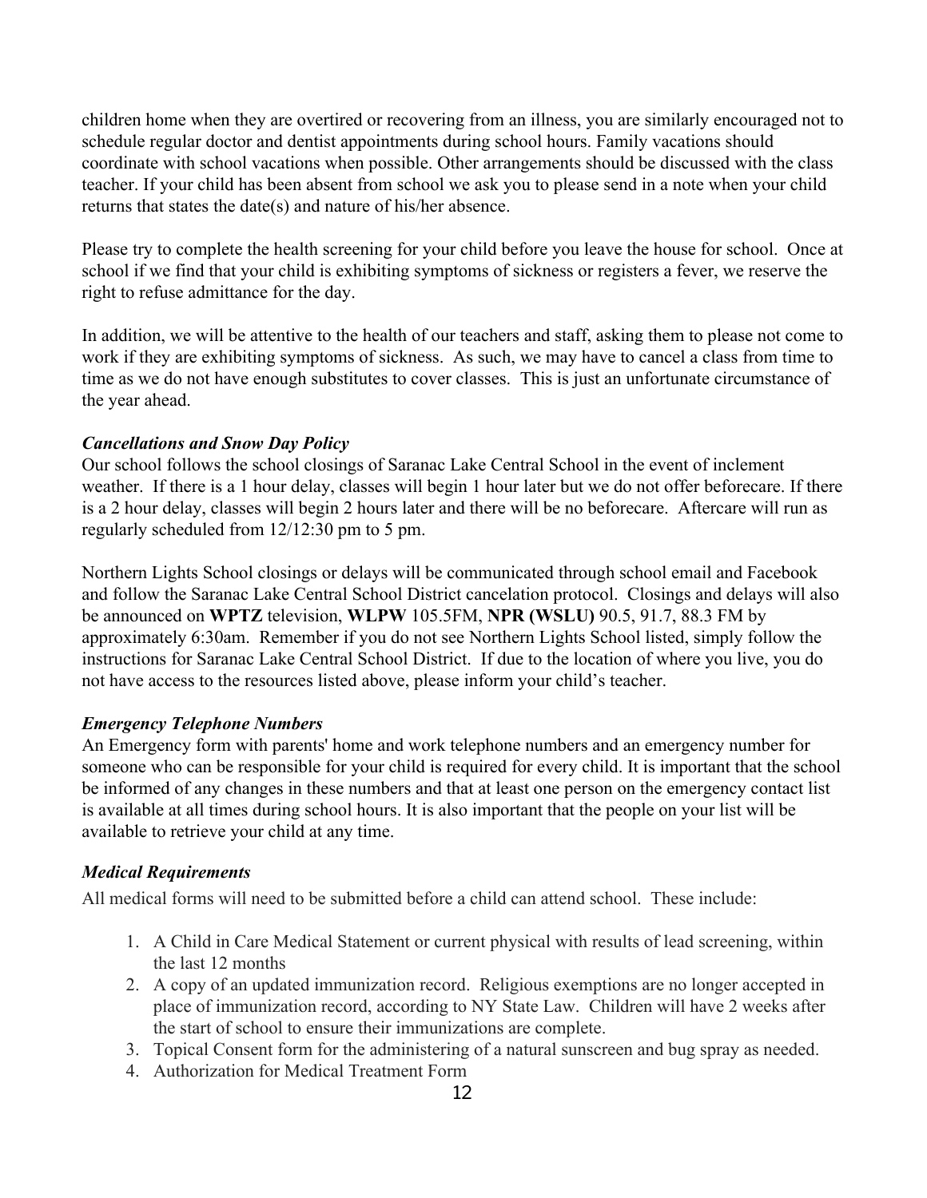children home when they are overtired or recovering from an illness, you are similarly encouraged not to schedule regular doctor and dentist appointments during school hours. Family vacations should coordinate with school vacations when possible. Other arrangements should be discussed with the class teacher. If your child has been absent from school we ask you to please send in a note when your child returns that states the date(s) and nature of his/her absence.

Please try to complete the health screening for your child before you leave the house for school. Once at school if we find that your child is exhibiting symptoms of sickness or registers a fever, we reserve the right to refuse admittance for the day.

In addition, we will be attentive to the health of our teachers and staff, asking them to please not come to work if they are exhibiting symptoms of sickness. As such, we may have to cancel a class from time to time as we do not have enough substitutes to cover classes. This is just an unfortunate circumstance of the year ahead.

***Cancellations and Snow Day Policy***

Our school follows the school closings of Saranac Lake Central School in the event of inclement weather. If there is a 1 hour delay, classes will begin 1 hour later but we do not offer beforecare. If there is a 2 hour delay, classes will begin 2 hours later and there will be no beforecare. Aftercare will run as regularly scheduled from 12/12:30 pm to 5 pm.

Northern Lights School closings or delays will be communicated through school email and Facebook and follow the Saranac Lake Central School District cancelation protocol. Closings and delays will also be announced on **WPTZ** television, **WLPW** 105.5FM, **NPR (WSLU)** 90.5, 91.7, 88.3 FM by approximately 6:30am. Remember if you do not see Northern Lights School listed, simply follow the instructions for Saranac Lake Central School District. If due to the location of where you live, you do not have access to the resources listed above, please inform your child's teacher.

***Emergency Telephone Numbers***

An Emergency form with parents' home and work telephone numbers and an emergency number for someone who can be responsible for your child is required for every child. It is important that the school be informed of any changes in these numbers and that at least one person on the emergency contact list is available at all times during school hours. It is also important that the people on your list will be available to retrieve your child at any time.

***Medical Requirements***

All medical forms will need to be submitted before a child can attend school. These include:

1. A Child in Care Medical Statement or current physical with results of lead screening, within the last 12 months
2. A copy of an updated immunization record. Religious exemptions are no longer accepted in place of immunization record, according to NY State Law. Children will have 2 weeks after the start of school to ensure their immunizations are complete.
3. Topical Consent form for the administering of a natural sunscreen and bug spray as needed.
4. Authorization for Medical Treatment Form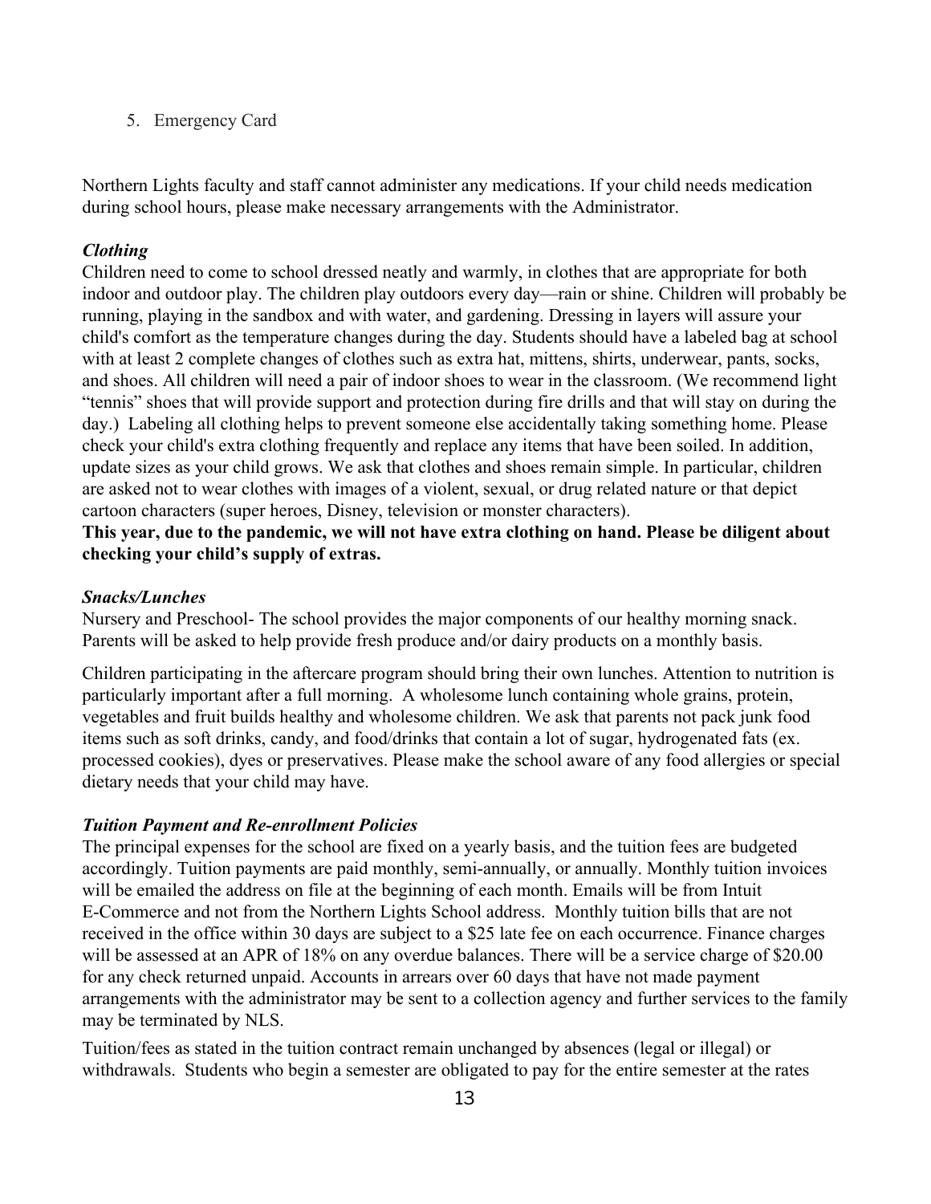5. Emergency Card

Northern Lights faculty and staff cannot administer any medications. If your child needs medication during school hours, please make necessary arrangements with the Administrator.

***Clothing***

Children need to come to school dressed neatly and warmly, in clothes that are appropriate for both indoor and outdoor play. The children play outdoors every day—rain or shine. Children will probably be running, playing in the sandbox and with water, and gardening. Dressing in layers will assure your child's comfort as the temperature changes during the day. Students should have a labeled bag at school with at least 2 complete changes of clothes such as extra hat, mittens, shirts, underwear, pants, socks, and shoes. All children will need a pair of indoor shoes to wear in the classroom. (We recommend light "tennis" shoes that will provide support and protection during fire drills and that will stay on during the day.) Labeling all clothing helps to prevent someone else accidentally taking something home. Please check your child's extra clothing frequently and replace any items that have been soiled. In addition, update sizes as your child grows. We ask that clothes and shoes remain simple. In particular, children are asked not to wear clothes with images of a violent, sexual, or drug related nature or that depict cartoon characters (super heroes, Disney, television or monster characters).

**This year, due to the pandemic, we will not have extra clothing on hand. Please be diligent about checking your child's supply of extras.**

***Snacks/Lunches***

Nursery and Preschool- The school provides the major components of our healthy morning snack. Parents will be asked to help provide fresh produce and/or dairy products on a monthly basis.

Children participating in the aftercare program should bring their own lunches. Attention to nutrition is particularly important after a full morning. A wholesome lunch containing whole grains, protein, vegetables and fruit builds healthy and wholesome children. We ask that parents not pack junk food items such as soft drinks, candy, and food/drinks that contain a lot of sugar, hydrogenated fats (ex. processed cookies), dyes or preservatives. Please make the school aware of any food allergies or special dietary needs that your child may have.

***Tuition Payment and Re-enrollment Policies***

The principal expenses for the school are fixed on a yearly basis, and the tuition fees are budgeted accordingly. Tuition payments are paid monthly, semi-annually, or annually. Monthly tuition invoices will be emailed the address on file at the beginning of each month. Emails will be from Intuit E-Commerce and not from the Northern Lights School address. Monthly tuition bills that are not received in the office within 30 days are subject to a $25 late fee on each occurrence. Finance charges will be assessed at an APR of 18% on any overdue balances. There will be a service charge of $20.00 for any check returned unpaid. Accounts in arrears over 60 days that have not made payment arrangements with the administrator may be sent to a collection agency and further services to the family may be terminated by NLS.

Tuition/fees as stated in the tuition contract remain unchanged by absences (legal or illegal) or withdrawals. Students who begin a semester are obligated to pay for the entire semester at the rates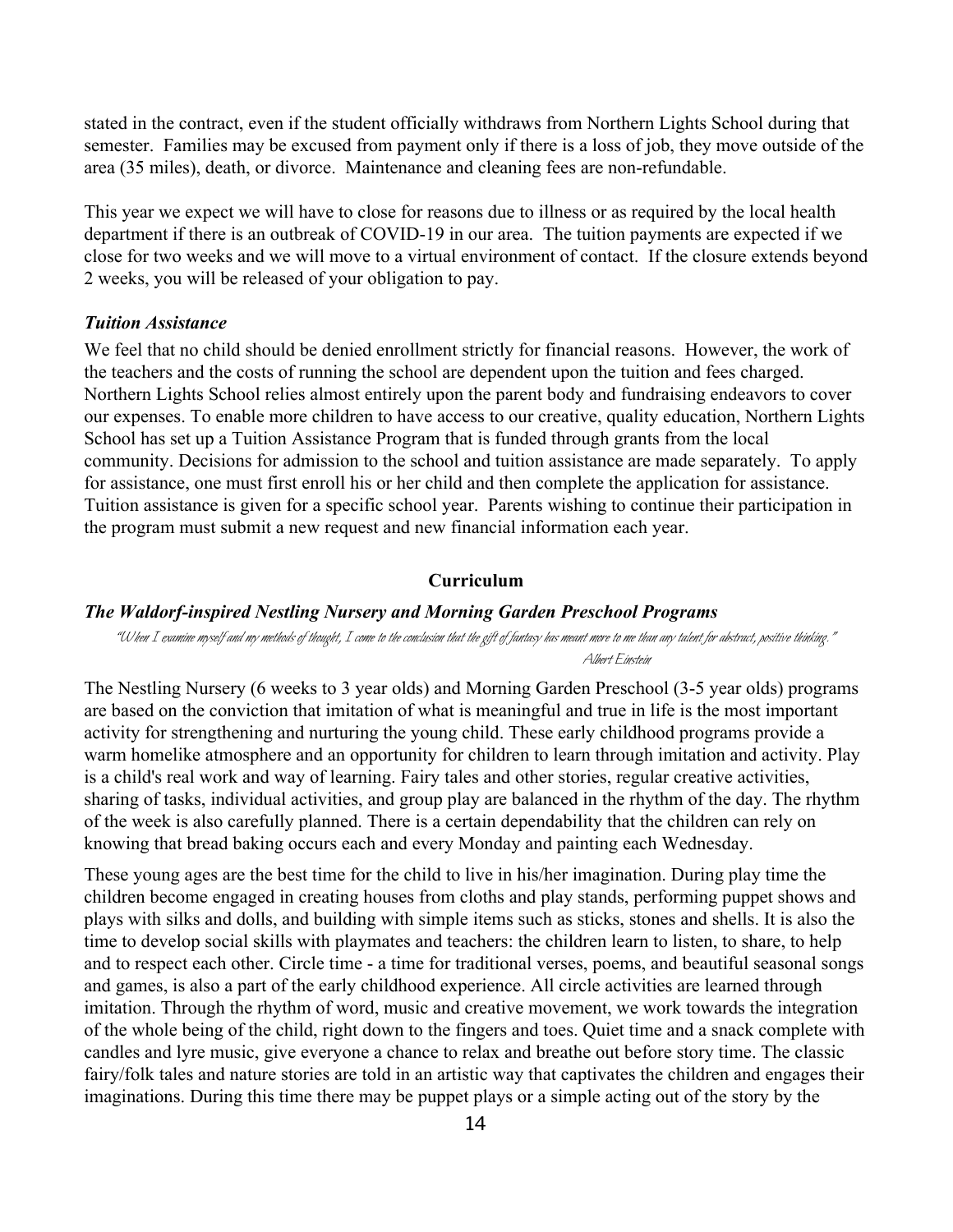stated in the contract, even if the student officially withdraws from Northern Lights School during that semester. Families may be excused from payment only if there is a loss of job, they move outside of the area (35 miles), death, or divorce. Maintenance and cleaning fees are non-refundable.

This year we expect we will have to close for reasons due to illness or as required by the local health department if there is an outbreak of COVID-19 in our area. The tuition payments are expected if we close for two weeks and we will move to a virtual environment of contact. If the closure extends beyond 2 weeks, you will be released of your obligation to pay.

### *Tuition Assistance*

We feel that no child should be denied enrollment strictly for financial reasons. However, the work of the teachers and the costs of running the school are dependent upon the tuition and fees charged. Northern Lights School relies almost entirely upon the parent body and fundraising endeavors to cover our expenses. To enable more children to have access to our creative, quality education, Northern Lights School has set up a Tuition Assistance Program that is funded through grants from the local community. Decisions for admission to the school and tuition assistance are made separately. To apply for assistance, one must first enroll his or her child and then complete the application for assistance. Tuition assistance is given for a specific school year. Parents wishing to continue their participation in the program must submit a new request and new financial information each year.

## Curriculum

### *The Waldorf-inspired Nestling Nursery and Morning Garden Preschool Programs*

*"When I examine myself and my methods of thought, I come to the conclusion that the gift of fantasy has meant more to me than any talent for abstract, positive thinking."*
*Albert Einstein*

The Nestling Nursery (6 weeks to 3 year olds) and Morning Garden Preschool (3-5 year olds) programs are based on the conviction that imitation of what is meaningful and true in life is the most important activity for strengthening and nurturing the young child. These early childhood programs provide a warm homelike atmosphere and an opportunity for children to learn through imitation and activity. Play is a child's real work and way of learning. Fairy tales and other stories, regular creative activities, sharing of tasks, individual activities, and group play are balanced in the rhythm of the day. The rhythm of the week is also carefully planned. There is a certain dependability that the children can rely on knowing that bread baking occurs each and every Monday and painting each Wednesday.

These young ages are the best time for the child to live in his/her imagination. During play time the children become engaged in creating houses from cloths and play stands, performing puppet shows and plays with silks and dolls, and building with simple items such as sticks, stones and shells. It is also the time to develop social skills with playmates and teachers: the children learn to listen, to share, to help and to respect each other. Circle time - a time for traditional verses, poems, and beautiful seasonal songs and games, is also a part of the early childhood experience. All circle activities are learned through imitation. Through the rhythm of word, music and creative movement, we work towards the integration of the whole being of the child, right down to the fingers and toes. Quiet time and a snack complete with candles and lyre music, give everyone a chance to relax and breathe out before story time. The classic fairy/folk tales and nature stories are told in an artistic way that captivates the children and engages their imaginations. During this time there may be puppet plays or a simple acting out of the story by the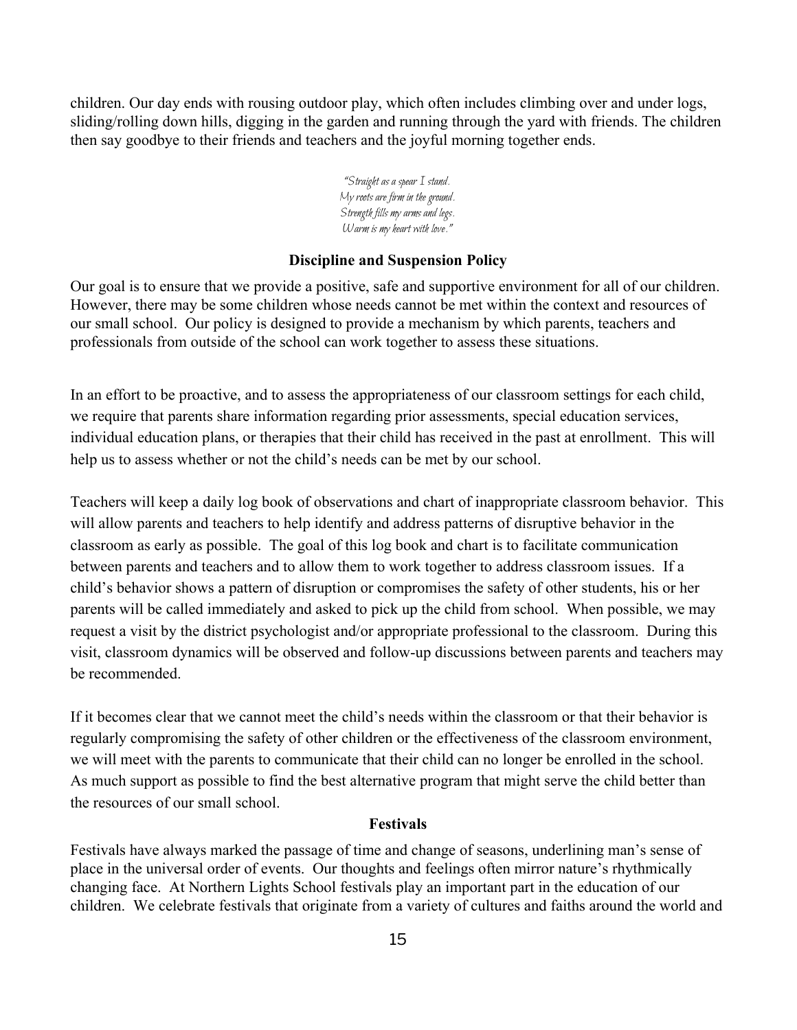children. Our day ends with rousing outdoor play, which often includes climbing over and under logs, sliding/rolling down hills, digging in the garden and running through the yard with friends. The children then say goodbye to their friends and teachers and the joyful morning together ends.

*"Straight as a spear I stand.*
*My roots are firm in the ground.*
*Strength fills my arms and legs.*
*Warm is my heart with love."*

## Discipline and Suspension Policy

Our goal is to ensure that we provide a positive, safe and supportive environment for all of our children. However, there may be some children whose needs cannot be met within the context and resources of our small school. Our policy is designed to provide a mechanism by which parents, teachers and professionals from outside of the school can work together to assess these situations.

In an effort to be proactive, and to assess the appropriateness of our classroom settings for each child, we require that parents share information regarding prior assessments, special education services, individual education plans, or therapies that their child has received in the past at enrollment. This will help us to assess whether or not the child's needs can be met by our school.

Teachers will keep a daily log book of observations and chart of inappropriate classroom behavior. This will allow parents and teachers to help identify and address patterns of disruptive behavior in the classroom as early as possible. The goal of this log book and chart is to facilitate communication between parents and teachers and to allow them to work together to address classroom issues. If a child's behavior shows a pattern of disruption or compromises the safety of other students, his or her parents will be called immediately and asked to pick up the child from school. When possible, we may request a visit by the district psychologist and/or appropriate professional to the classroom. During this visit, classroom dynamics will be observed and follow-up discussions between parents and teachers may be recommended.

If it becomes clear that we cannot meet the child's needs within the classroom or that their behavior is regularly compromising the safety of other children or the effectiveness of the classroom environment, we will meet with the parents to communicate that their child can no longer be enrolled in the school. As much support as possible to find the best alternative program that might serve the child better than the resources of our small school.

## Festivals

Festivals have always marked the passage of time and change of seasons, underlining man's sense of place in the universal order of events. Our thoughts and feelings often mirror nature's rhythmically changing face. At Northern Lights School festivals play an important part in the education of our children. We celebrate festivals that originate from a variety of cultures and faiths around the world and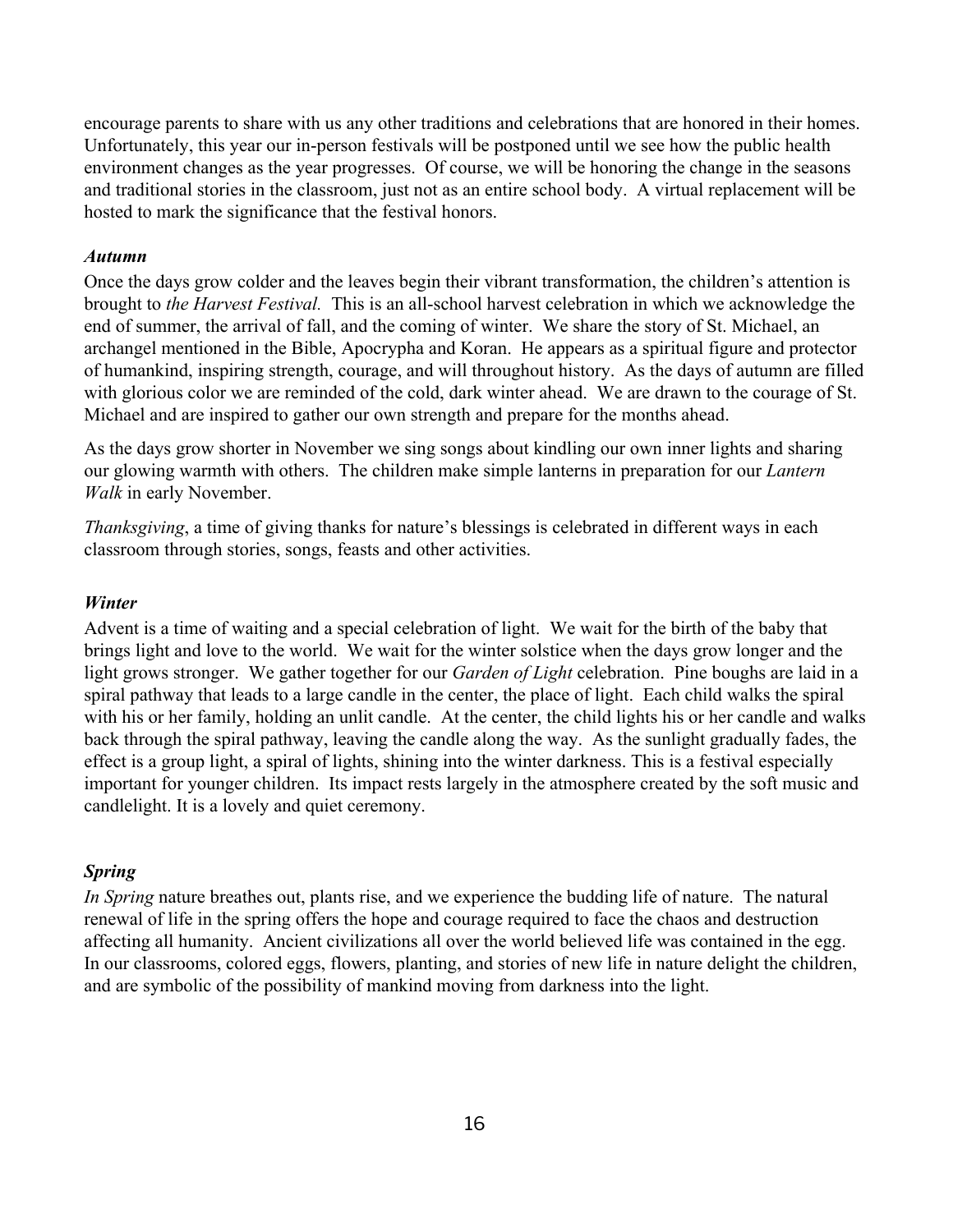encourage parents to share with us any other traditions and celebrations that are honored in their homes. Unfortunately, this year our in-person festivals will be postponed until we see how the public health environment changes as the year progresses. Of course, we will be honoring the change in the seasons and traditional stories in the classroom, just not as an entire school body. A virtual replacement will be hosted to mark the significance that the festival honors.

***Autumn***

Once the days grow colder and the leaves begin their vibrant transformation, the children's attention is brought to *the Harvest Festival.* This is an all-school harvest celebration in which we acknowledge the end of summer, the arrival of fall, and the coming of winter. We share the story of St. Michael, an archangel mentioned in the Bible, Apocrypha and Koran. He appears as a spiritual figure and protector of humankind, inspiring strength, courage, and will throughout history. As the days of autumn are filled with glorious color we are reminded of the cold, dark winter ahead. We are drawn to the courage of St. Michael and are inspired to gather our own strength and prepare for the months ahead.

As the days grow shorter in November we sing songs about kindling our own inner lights and sharing our glowing warmth with others. The children make simple lanterns in preparation for our *Lantern Walk* in early November.

*Thanksgiving*, a time of giving thanks for nature's blessings is celebrated in different ways in each classroom through stories, songs, feasts and other activities.

***Winter***

Advent is a time of waiting and a special celebration of light. We wait for the birth of the baby that brings light and love to the world. We wait for the winter solstice when the days grow longer and the light grows stronger. We gather together for our *Garden of Light* celebration. Pine boughs are laid in a spiral pathway that leads to a large candle in the center, the place of light. Each child walks the spiral with his or her family, holding an unlit candle. At the center, the child lights his or her candle and walks back through the spiral pathway, leaving the candle along the way. As the sunlight gradually fades, the effect is a group light, a spiral of lights, shining into the winter darkness. This is a festival especially important for younger children. Its impact rests largely in the atmosphere created by the soft music and candlelight. It is a lovely and quiet ceremony.

***Spring***

*In Spring* nature breathes out, plants rise, and we experience the budding life of nature. The natural renewal of life in the spring offers the hope and courage required to face the chaos and destruction affecting all humanity. Ancient civilizations all over the world believed life was contained in the egg. In our classrooms, colored eggs, flowers, planting, and stories of new life in nature delight the children, and are symbolic of the possibility of mankind moving from darkness into the light.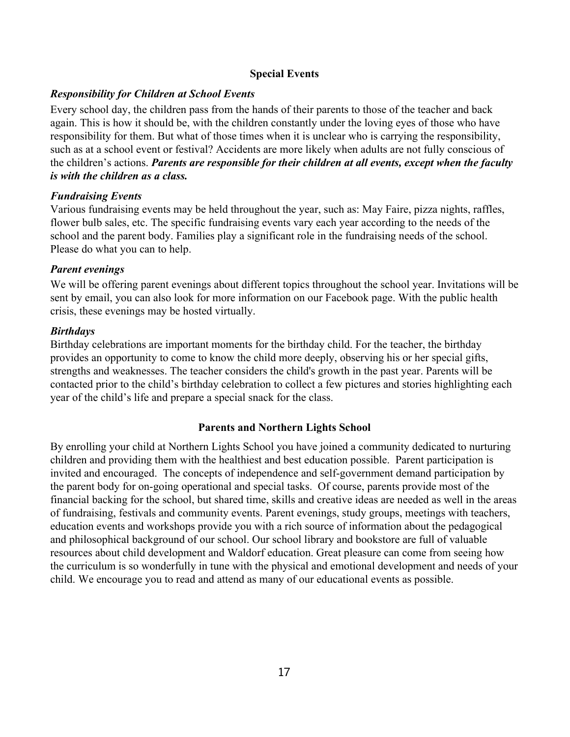## Special Events

### *Responsibility for Children at School Events*

Every school day, the children pass from the hands of their parents to those of the teacher and back again. This is how it should be, with the children constantly under the loving eyes of those who have responsibility for them. But what of those times when it is unclear who is carrying the responsibility, such as at a school event or festival? Accidents are more likely when adults are not fully conscious of the children's actions. ***Parents are responsible for their children at all events, except when the faculty is with the children as a class.***

### *Fundraising Events*

Various fundraising events may be held throughout the year, such as: May Faire, pizza nights, raffles, flower bulb sales, etc. The specific fundraising events vary each year according to the needs of the school and the parent body. Families play a significant role in the fundraising needs of the school. Please do what you can to help.

### *Parent evenings*

We will be offering parent evenings about different topics throughout the school year. Invitations will be sent by email, you can also look for more information on our Facebook page. With the public health crisis, these evenings may be hosted virtually.

### *Birthdays*

Birthday celebrations are important moments for the birthday child. For the teacher, the birthday provides an opportunity to come to know the child more deeply, observing his or her special gifts, strengths and weaknesses. The teacher considers the child's growth in the past year. Parents will be contacted prior to the child's birthday celebration to collect a few pictures and stories highlighting each year of the child's life and prepare a special snack for the class.

## Parents and Northern Lights School

By enrolling your child at Northern Lights School you have joined a community dedicated to nurturing children and providing them with the healthiest and best education possible. Parent participation is invited and encouraged. The concepts of independence and self-government demand participation by the parent body for on-going operational and special tasks. Of course, parents provide most of the financial backing for the school, but shared time, skills and creative ideas are needed as well in the areas of fundraising, festivals and community events. Parent evenings, study groups, meetings with teachers, education events and workshops provide you with a rich source of information about the pedagogical and philosophical background of our school. Our school library and bookstore are full of valuable resources about child development and Waldorf education. Great pleasure can come from seeing how the curriculum is so wonderfully in tune with the physical and emotional development and needs of your child. We encourage you to read and attend as many of our educational events as possible.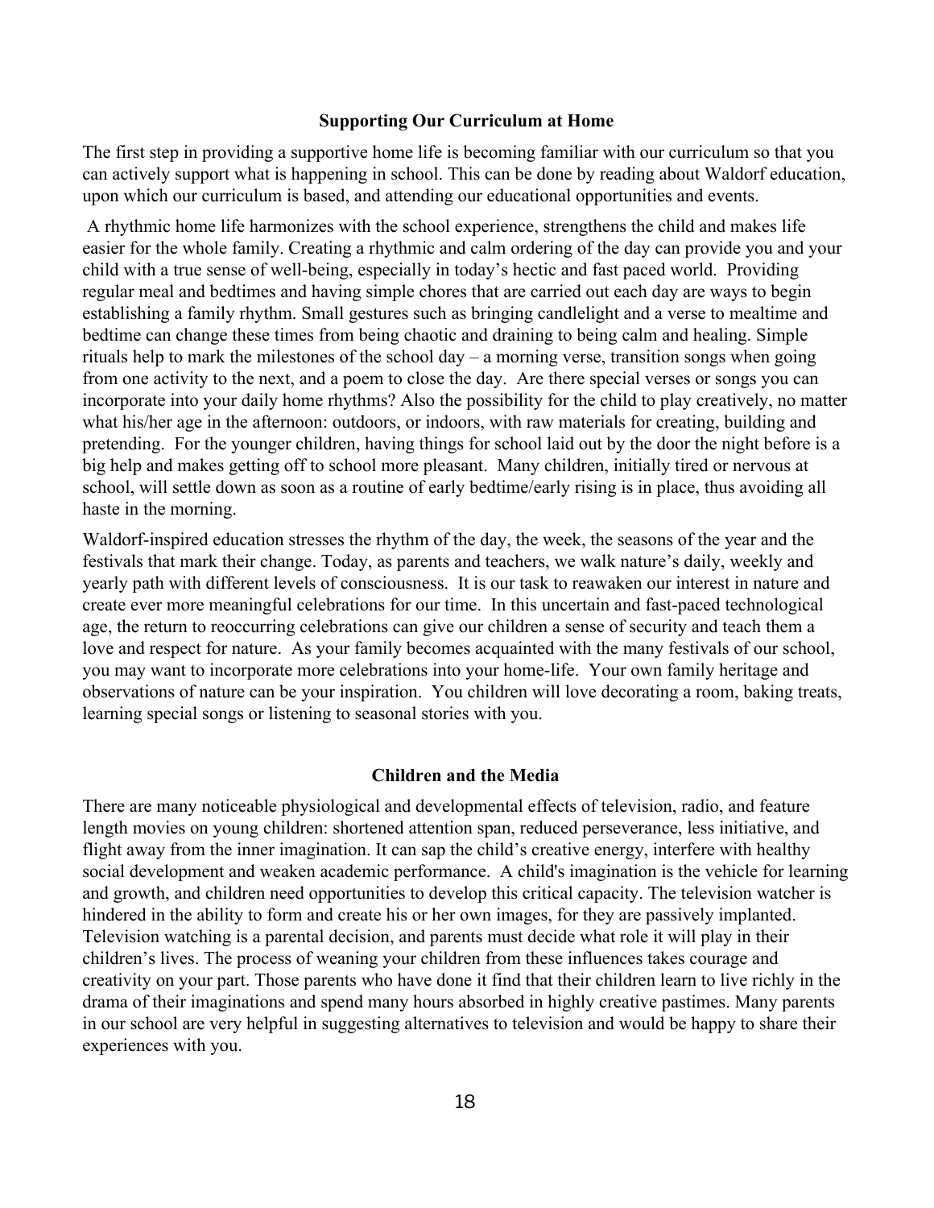## Supporting Our Curriculum at Home

The first step in providing a supportive home life is becoming familiar with our curriculum so that you can actively support what is happening in school. This can be done by reading about Waldorf education, upon which our curriculum is based, and attending our educational opportunities and events.

A rhythmic home life harmonizes with the school experience, strengthens the child and makes life easier for the whole family. Creating a rhythmic and calm ordering of the day can provide you and your child with a true sense of well-being, especially in today's hectic and fast paced world. Providing regular meal and bedtimes and having simple chores that are carried out each day are ways to begin establishing a family rhythm. Small gestures such as bringing candlelight and a verse to mealtime and bedtime can change these times from being chaotic and draining to being calm and healing. Simple rituals help to mark the milestones of the school day – a morning verse, transition songs when going from one activity to the next, and a poem to close the day. Are there special verses or songs you can incorporate into your daily home rhythms? Also the possibility for the child to play creatively, no matter what his/her age in the afternoon: outdoors, or indoors, with raw materials for creating, building and pretending. For the younger children, having things for school laid out by the door the night before is a big help and makes getting off to school more pleasant. Many children, initially tired or nervous at school, will settle down as soon as a routine of early bedtime/early rising is in place, thus avoiding all haste in the morning.

Waldorf-inspired education stresses the rhythm of the day, the week, the seasons of the year and the festivals that mark their change. Today, as parents and teachers, we walk nature's daily, weekly and yearly path with different levels of consciousness. It is our task to reawaken our interest in nature and create ever more meaningful celebrations for our time. In this uncertain and fast-paced technological age, the return to reoccurring celebrations can give our children a sense of security and teach them a love and respect for nature. As your family becomes acquainted with the many festivals of our school, you may want to incorporate more celebrations into your home-life. Your own family heritage and observations of nature can be your inspiration. You children will love decorating a room, baking treats, learning special songs or listening to seasonal stories with you.

## Children and the Media

There are many noticeable physiological and developmental effects of television, radio, and feature length movies on young children: shortened attention span, reduced perseverance, less initiative, and flight away from the inner imagination. It can sap the child's creative energy, interfere with healthy social development and weaken academic performance. A child's imagination is the vehicle for learning and growth, and children need opportunities to develop this critical capacity. The television watcher is hindered in the ability to form and create his or her own images, for they are passively implanted. Television watching is a parental decision, and parents must decide what role it will play in their children's lives. The process of weaning your children from these influences takes courage and creativity on your part. Those parents who have done it find that their children learn to live richly in the drama of their imaginations and spend many hours absorbed in highly creative pastimes. Many parents in our school are very helpful in suggesting alternatives to television and would be happy to share their experiences with you.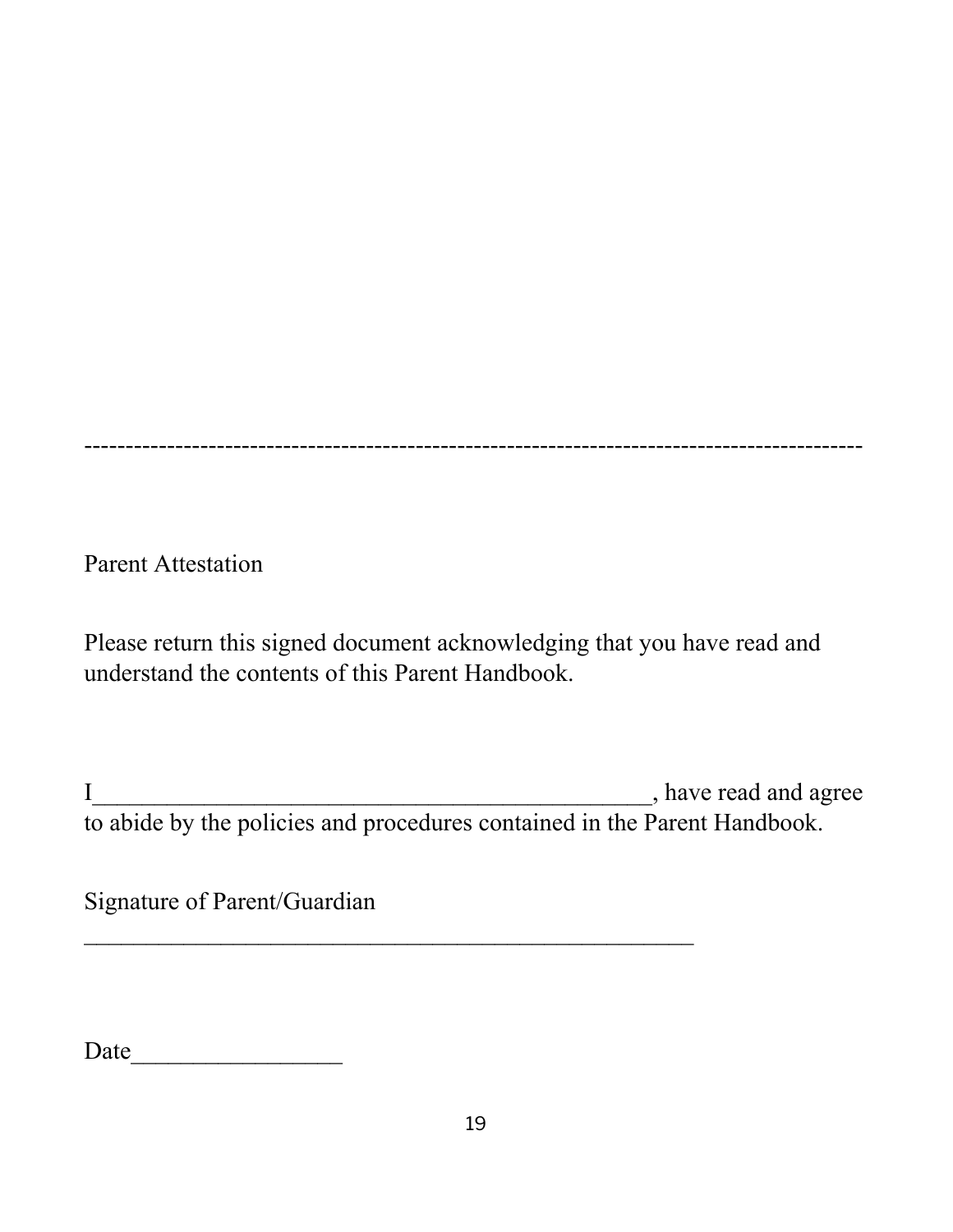------------------------------------------------------------------------------------------

Parent Attestation

Please return this signed document acknowledging that you have read and understand the contents of this Parent Handbook.

I_______________________________________________, have read and agree to abide by the policies and procedures contained in the Parent Handbook.

Signature of Parent/Guardian

____________________________________________________

Date_________________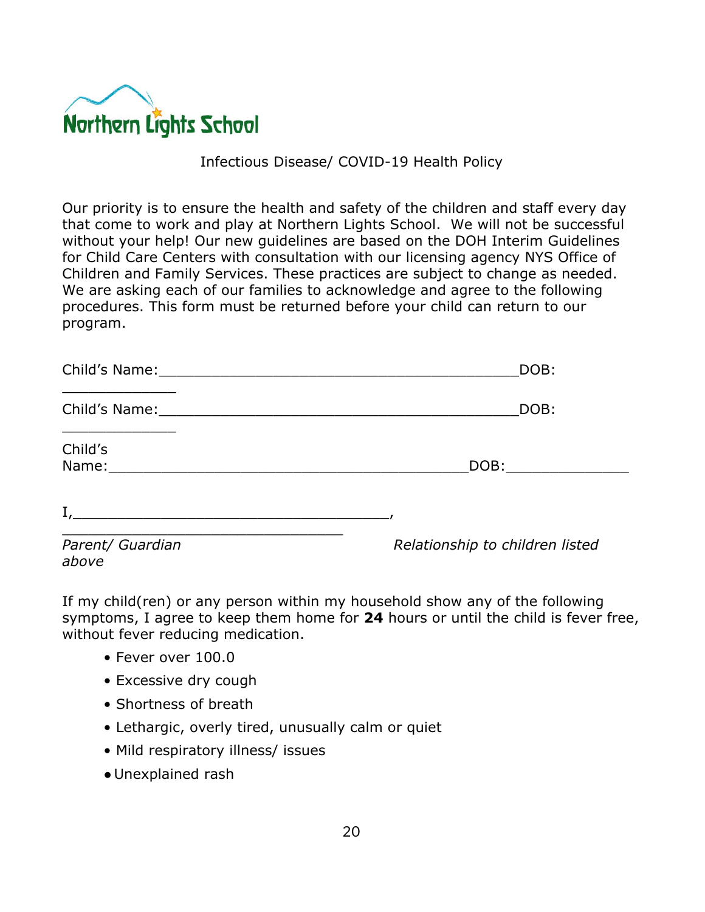Northern Lights School

Infectious Disease/ COVID-19 Health Policy

Our priority is to ensure the health and safety of the children and staff every day that come to work and play at Northern Lights School. We will not be successful without your help! Our new guidelines are based on the DOH Interim Guidelines for Child Care Centers with consultation with our licensing agency NYS Office of Children and Family Services. These practices are subject to change as needed. We are asking each of our families to acknowledge and agree to the following procedures. This form must be returned before your child can return to our program.

Child's Name:___________________________________________DOB: ______________

Child's Name:___________________________________________DOB: ______________

Child's Name:___________________________________________DOB:______________

I,_____________________________________, __________________________________

*Parent/ Guardian* *Relationship to children listed above*

If my child(ren) or any person within my household show any of the following symptoms, I agree to keep them home for **24** hours or until the child is fever free, without fever reducing medication.

- Fever over 100.0
- Excessive dry cough
- Shortness of breath
- Lethargic, overly tired, unusually calm or quiet
- Mild respiratory illness/ issues
- Unexplained rash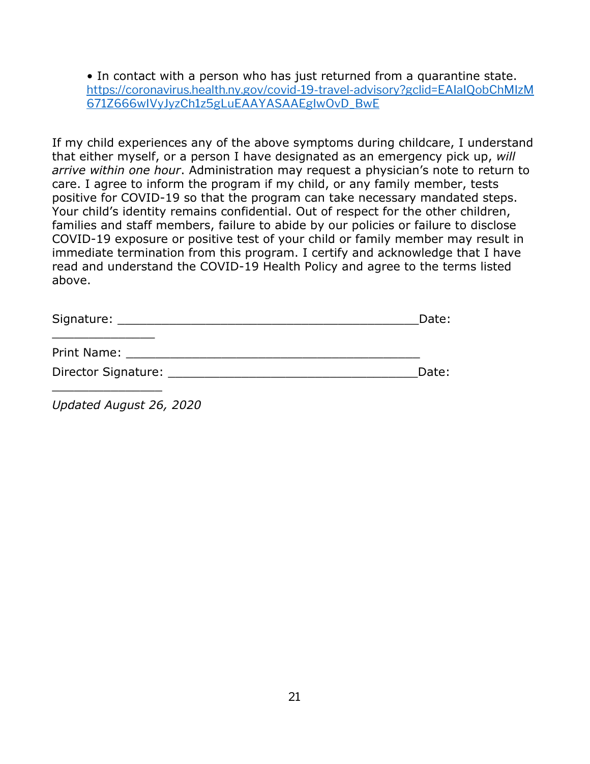- In contact with a person who has just returned from a quarantine state. [https://coronavirus.health.ny.gov/covid-19-travel-advisory?gclid=EAIaIQobChMIzM671Z666wIVyJyzCh1z5gLuEAAYASAAEgIwOvD_BwE](https://coronavirus.health.ny.gov/covid-19-travel-advisory?gclid=EAIaIQobChMIzM671Z666wIVyJyzCh1z5gLuEAAYASAAEgIwOvD_BwE)

If my child experiences any of the above symptoms during childcare, I understand that either myself, or a person I have designated as an emergency pick up, *will arrive within one hour*. Administration may request a physician's note to return to care. I agree to inform the program if my child, or any family member, tests positive for COVID-19 so that the program can take necessary mandated steps. Your child's identity remains confidential. Out of respect for the other children, families and staff members, failure to abide by our policies or failure to disclose COVID-19 exposure or positive test of your child or family member may result in immediate termination from this program. I certify and acknowledge that I have read and understand the COVID-19 Health Policy and agree to the terms listed above.

Signature: ___________________________________________Date: ______________

Print Name: __________________________________________

Director Signature: ___________________________________Date: _______________

*Updated August 26, 2020*